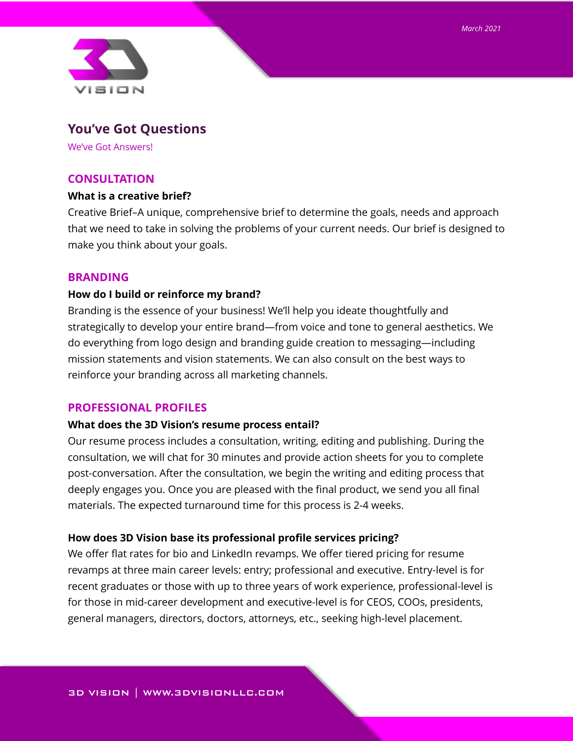*March 2021*

# You've Got Questions

We've Got Answers!

## CONSULTATION

### What is a creative brief?

Creative Brief–A unique, comprehensive brief to determine the goals, needs and approach that we need to take in solving the problems of your current needs. Our brief is designed to make you think about your goals.

## BRANDING

### How do I build or reinforce my brand?

Branding is the essence of your business! We'll help you ideate thoughtfully and strategically to develop your entire brand—from voice and tone to general aesthetics. We do everything from logo design and branding guide creation to messaging—including mission statements and vision statements. We can also consult on the best ways to reinforce your branding across all marketing channels.

## PROFESSIONAL PROFILES

### What does the 3D Vision's resume process entail?

Our resume process includes a consultation, writing, editing and publishing. During the consultation, we will chat for 30 minutes and provide action sheets for you to complete post-conversation. After the consultation, we begin the writing and editing process that deeply engages you. Once you are pleased with the final product, we send you all final materials. The expected turnaround time for this process is 2-4 weeks.

### How does 3D Vision base its professional profile services pricing?

We offer flat rates for bio and LinkedIn revamps. We offer tiered pricing for resume revamps at three main career levels: entry; professional and executive. Entry-level is for recent graduates or those with up to three years of work experience, professional-level is for those in mid-career development and executive-level is for CEOS, COOs, presidents, general managers, directors, doctors, attorneys, etc., seeking high-level placement.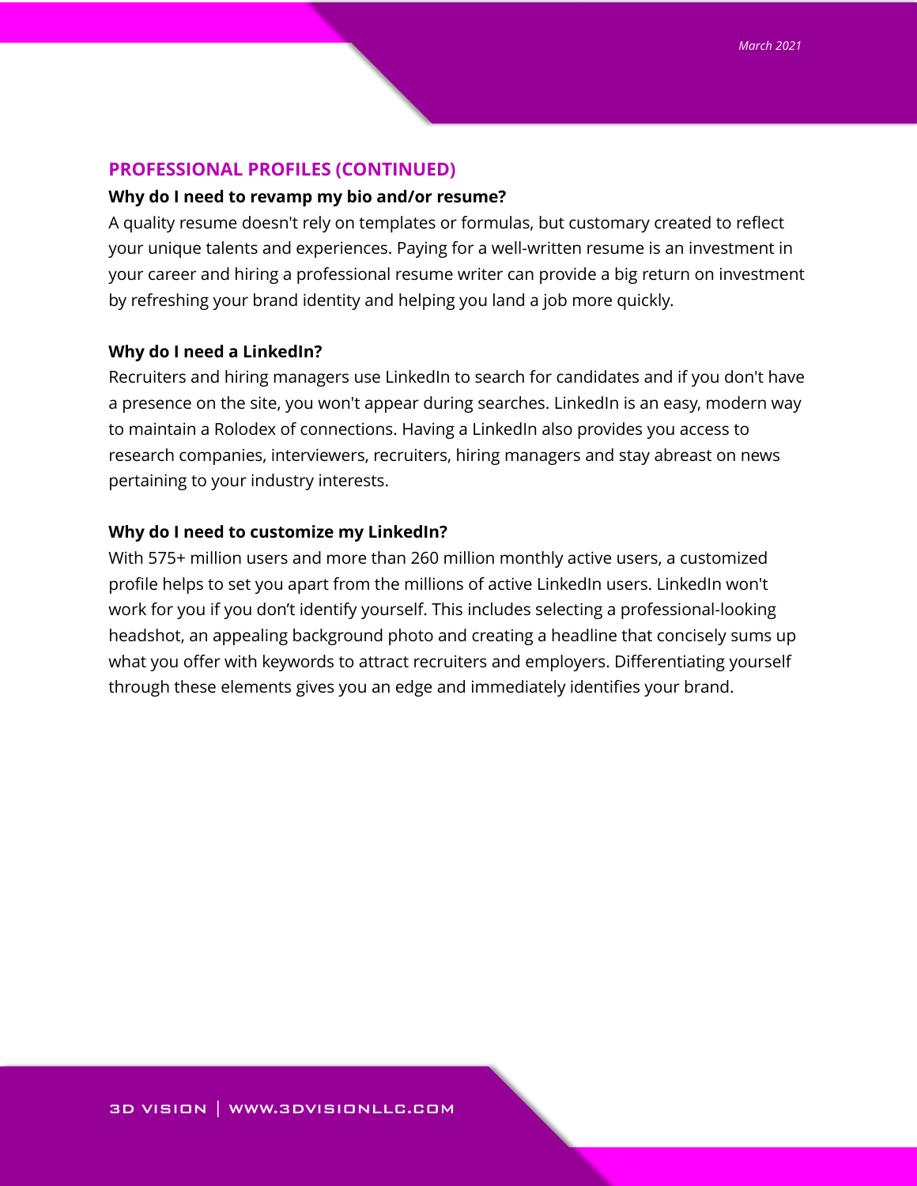## PROFESSIONAL PROFILES (CONTINUED)

**Why do I need to revamp my bio and/or resume?**

A quality resume doesn't rely on templates or formulas, but customary created to reflect your unique talents and experiences. Paying for a well-written resume is an investment in your career and hiring a professional resume writer can provide a big return on investment by refreshing your brand identity and helping you land a job more quickly.

**Why do I need a LinkedIn?**

Recruiters and hiring managers use LinkedIn to search for candidates and if you don't have a presence on the site, you won't appear during searches. LinkedIn is an easy, modern way to maintain a Rolodex of connections. Having a LinkedIn also provides you access to research companies, interviewers, recruiters, hiring managers and stay abreast on news pertaining to your industry interests.

**Why do I need to customize my LinkedIn?**

With 575+ million users and more than 260 million monthly active users, a customized profile helps to set you apart from the millions of active LinkedIn users. LinkedIn won't work for you if you don't identify yourself. This includes selecting a professional-looking headshot, an appealing background photo and creating a headline that concisely sums up what you offer with keywords to attract recruiters and employers. Differentiating yourself through these elements gives you an edge and immediately identifies your brand.